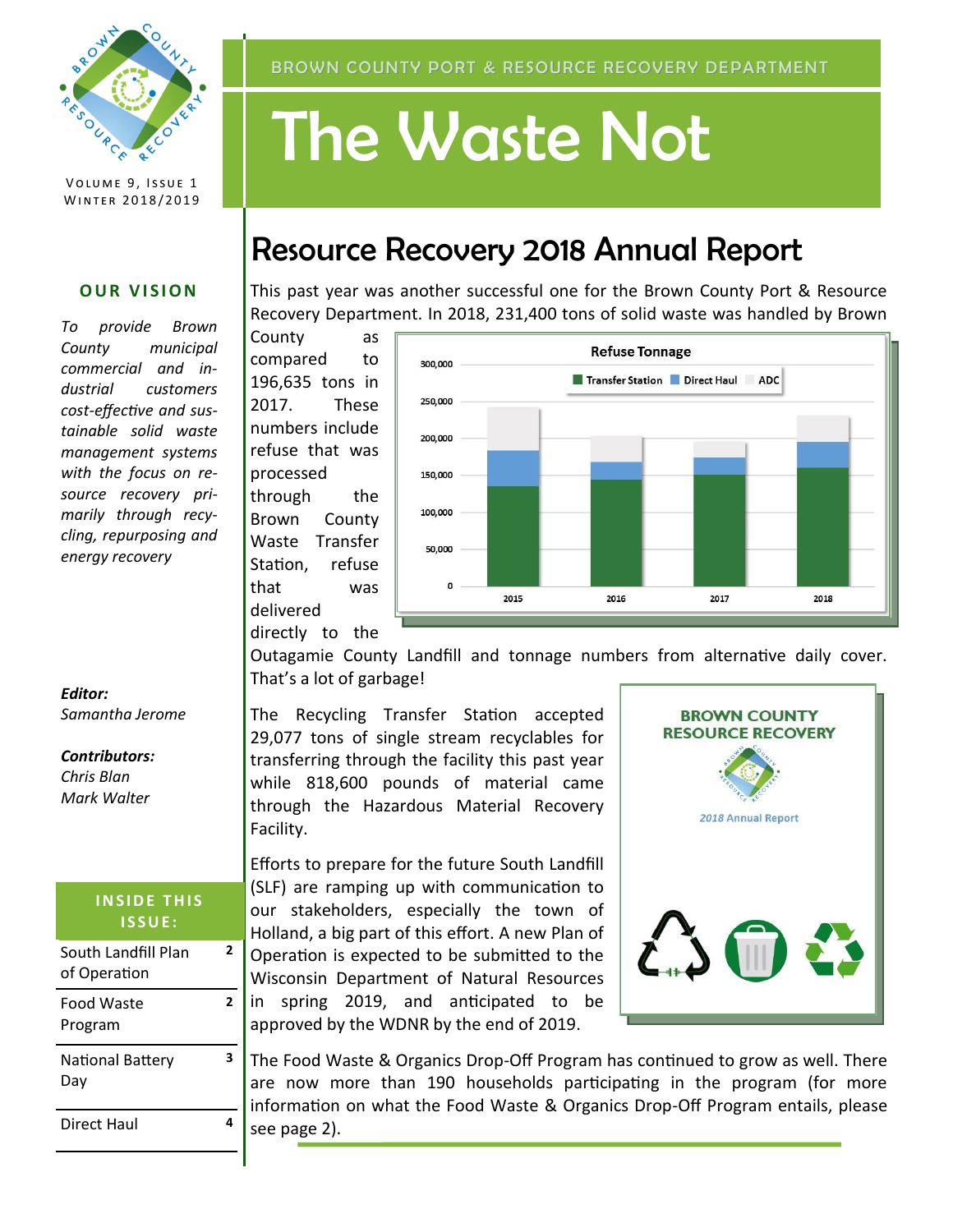BROWN COUNTY PORT & RESOURCE RECOVERY DEPARTMENT

# The Waste Not

VOLUME 9, ISSUE 1
WINTER 2018/2019

## Resource Recovery 2018 Annual Report

This past year was another successful one for the Brown County Port & Resource Recovery Department. In 2018, 231,400 tons of solid waste was handled by Brown County as compared to 196,635 tons in 2017. These numbers include refuse that was processed through the Brown County Waste Transfer Station, refuse that was delivered directly to the Outagamie County Landfill and tonnage numbers from alternative daily cover. That's a lot of garbage!

The Recycling Transfer Station accepted 29,077 tons of single stream recyclables for transferring through the facility this past year while 818,600 pounds of material came through the Hazardous Material Recovery Facility.

Efforts to prepare for the future South Landfill (SLF) are ramping up with communication to our stakeholders, especially the town of Holland, a big part of this effort. A new Plan of Operation is expected to be submitted to the Wisconsin Department of Natural Resources in spring 2019, and anticipated to be approved by the WDNR by the end of 2019.

The Food Waste & Organics Drop-Off Program has continued to grow as well. There are now more than 190 households participating in the program (for more information on what the Food Waste & Organics Drop-Off Program entails, please see page 2).

### OUR VISION

*To provide Brown County municipal commercial and industrial customers cost-effective and sustainable solid waste management systems with the focus on resource recovery primarily through recycling, repurposing and energy recovery*

***Editor:***
*Samantha Jerome*

***Contributors:***
*Chris Blan*
*Mark Walter*

### INSIDE THIS ISSUE:

| | |
|---|---|
| South Landfill Plan of Operation | 2 |
| Food Waste Program | 2 |
| National Battery Day | 3 |
| Direct Haul | 4 |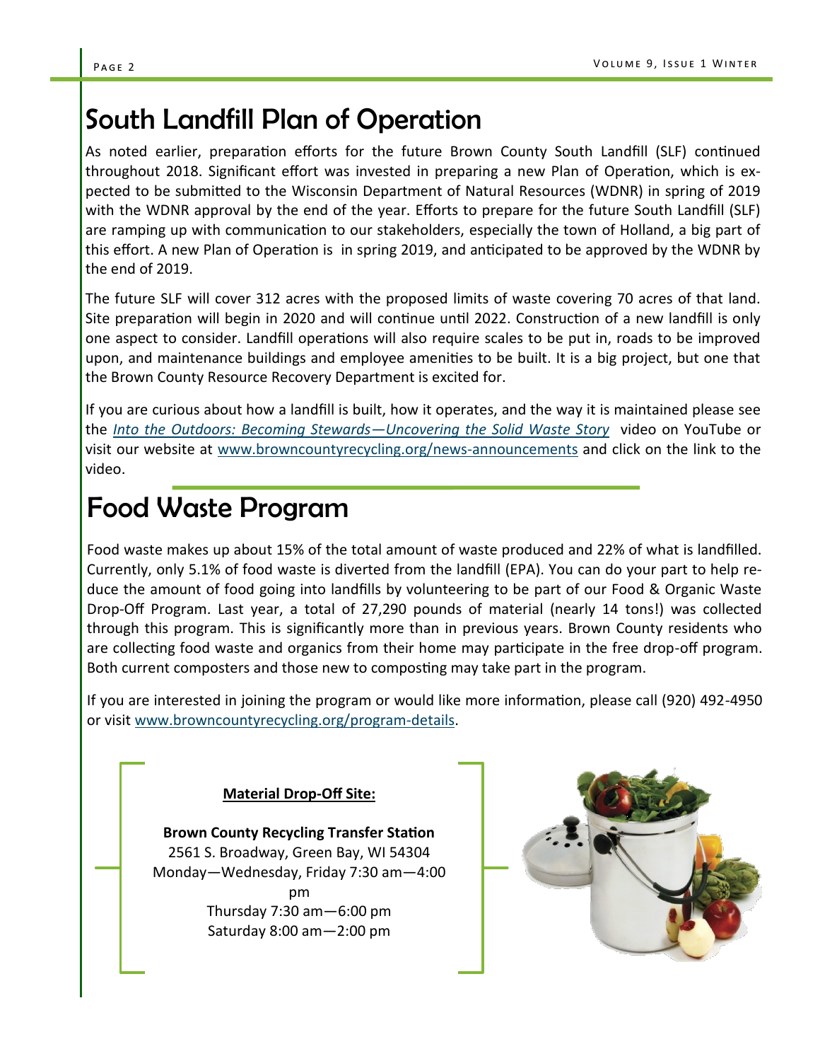# South Landfill Plan of Operation

As noted earlier, preparation efforts for the future Brown County South Landfill (SLF) continued throughout 2018. Significant effort was invested in preparing a new Plan of Operation, which is expected to be submitted to the Wisconsin Department of Natural Resources (WDNR) in spring of 2019 with the WDNR approval by the end of the year. Efforts to prepare for the future South Landfill (SLF) are ramping up with communication to our stakeholders, especially the town of Holland, a big part of this effort. A new Plan of Operation is in spring 2019, and anticipated to be approved by the WDNR by the end of 2019.

The future SLF will cover 312 acres with the proposed limits of waste covering 70 acres of that land. Site preparation will begin in 2020 and will continue until 2022. Construction of a new landfill is only one aspect to consider. Landfill operations will also require scales to be put in, roads to be improved upon, and maintenance buildings and employee amenities to be built. It is a big project, but one that the Brown County Resource Recovery Department is excited for.

If you are curious about how a landfill is built, how it operates, and the way it is maintained please see the *Into the Outdoors: Becoming Stewards—Uncovering the Solid Waste Story* video on YouTube or visit our website at www.browncountyrecycling.org/news-announcements and click on the link to the video.

# Food Waste Program

Food waste makes up about 15% of the total amount of waste produced and 22% of what is landfilled. Currently, only 5.1% of food waste is diverted from the landfill (EPA). You can do your part to help reduce the amount of food going into landfills by volunteering to be part of our Food & Organic Waste Drop-Off Program. Last year, a total of 27,290 pounds of material (nearly 14 tons!) was collected through this program. This is significantly more than in previous years. Brown County residents who are collecting food waste and organics from their home may participate in the free drop-off program. Both current composters and those new to composting may take part in the program.

If you are interested in joining the program or would like more information, please call (920) 492-4950 or visit www.browncountyrecycling.org/program-details.

**Material Drop-Off Site:**

**Brown County Recycling Transfer Station**
2561 S. Broadway, Green Bay, WI 54304
Monday—Wednesday, Friday 7:30 am—4:00 pm
Thursday 7:30 am—6:00 pm
Saturday 8:00 am—2:00 pm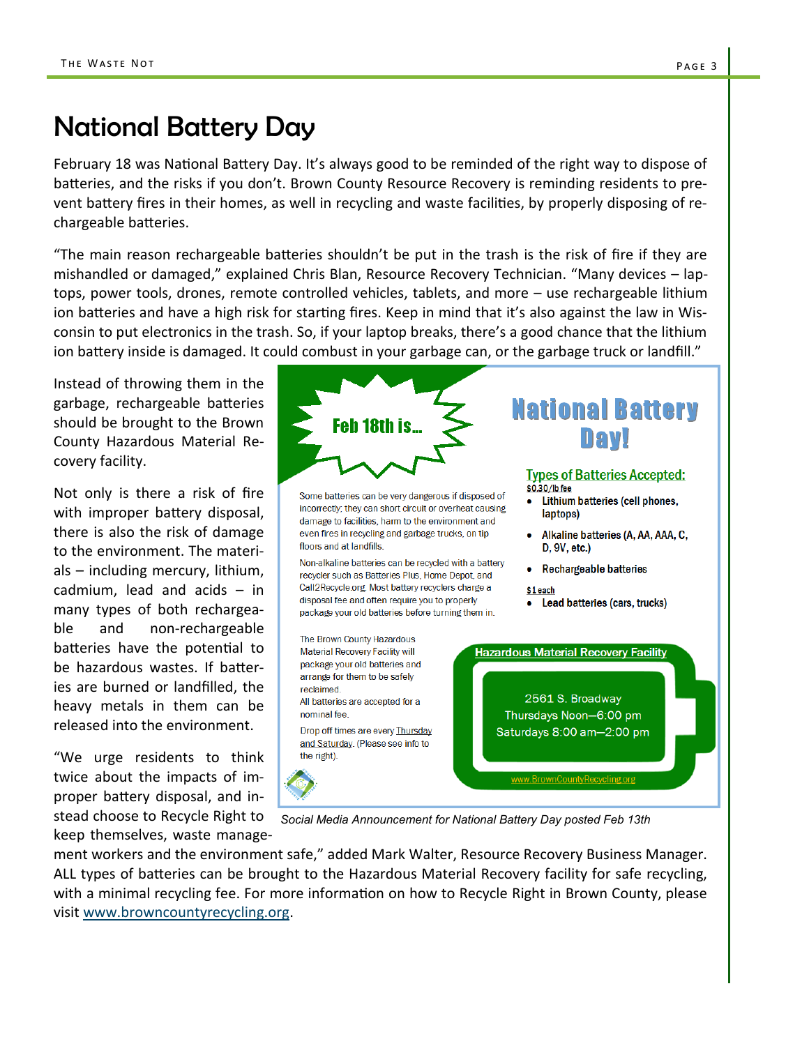# National Battery Day

February 18 was National Battery Day. It's always good to be reminded of the right way to dispose of batteries, and the risks if you don't. Brown County Resource Recovery is reminding residents to prevent battery fires in their homes, as well in recycling and waste facilities, by properly disposing of rechargeable batteries.

"The main reason rechargeable batteries shouldn't be put in the trash is the risk of fire if they are mishandled or damaged," explained Chris Blan, Resource Recovery Technician. "Many devices – laptops, power tools, drones, remote controlled vehicles, tablets, and more – use rechargeable lithium ion batteries and have a high risk for starting fires. Keep in mind that it's also against the law in Wisconsin to put electronics in the trash. So, if your laptop breaks, there's a good chance that the lithium ion battery inside is damaged. It could combust in your garbage can, or the garbage truck or landfill."

Instead of throwing them in the garbage, rechargeable batteries should be brought to the Brown County Hazardous Material Recovery facility.

Not only is there a risk of fire with improper battery disposal, there is also the risk of damage to the environment. The materials – including mercury, lithium, cadmium, lead and acids – in many types of both rechargeable and non-rechargeable batteries have the potential to be hazardous wastes. If batteries are burned or landfilled, the heavy metals in them can be released into the environment.

"We urge residents to think twice about the impacts of improper battery disposal, and instead choose to Recycle Right to keep themselves, waste management workers and the environment safe," added Mark Walter, Resource Recovery Business Manager. ALL types of batteries can be brought to the Hazardous Material Recovery facility for safe recycling, with a minimal recycling fee. For more information on how to Recycle Right in Brown County, please visit www.browncountyrecycling.org.

**Feb 18th is...**

**National Battery Day!**

Some batteries can be very dangerous if disposed of incorrectly; they can short circuit or overheat causing damage to facilities, harm to the environment and even fires in recycling and garbage trucks, on tip floors and at landfills.

Non-alkaline batteries can be recycled with a battery recycler such as Batteries Plus, Home Depot, and Call2Recycle.org. Most battery recyclers charge a disposal fee and often require you to properly package your old batteries before turning them in.

The Brown County Hazardous Material Recovery Facility will package your old batteries and arrange for them to be safely reclaimed.
All batteries are accepted for a nominal fee.

Drop off times are every Thursday and Saturday. (Please see info to the right).

**Types of Batteries Accepted:**

$0.30/lb fee

- **Lithium batteries (cell phones, laptops)**
- **Alkaline batteries (A, AA, AAA, C, D, 9V, etc.)**
- **Rechargeable batteries**

$1 each

- **Lead batteries (cars, trucks)**

**Hazardous Material Recovery Facility**

2561 S. Broadway
Thursdays Noon—6:00 pm
Saturdays 8:00 am—2:00 pm

www.BrownCountyRecycling.org

*Social Media Announcement for National Battery Day posted Feb 13th*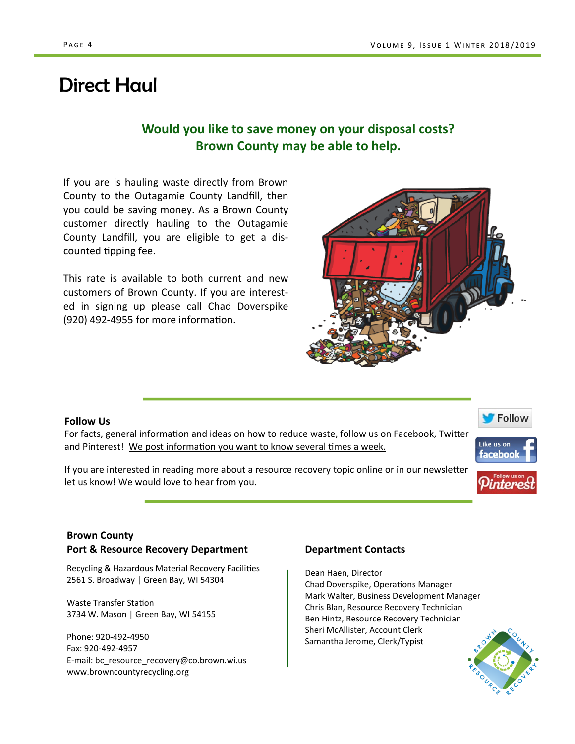# Direct Haul

**Would you like to save money on your disposal costs? Brown County may be able to help.**

If you are is hauling waste directly from Brown County to the Outagamie County Landfill, then you could be saving money. As a Brown County customer directly hauling to the Outagamie County Landfill, you are eligible to get a discounted tipping fee.

This rate is available to both current and new customers of Brown County. If you are interested in signing up please call Chad Doverspike (920) 492-4955 for more information.

**Follow Us**

For facts, general information and ideas on how to reduce waste, follow us on Facebook, Twitter and Pinterest! We post information you want to know several times a week.

If you are interested in reading more about a resource recovery topic online or in our newsletter let us know! We would love to hear from you.

Follow

Like us on facebook

Follow us on Pinterest

**Brown County**
**Port & Resource Recovery Department**

Recycling & Hazardous Material Recovery Facilities
2561 S. Broadway | Green Bay, WI 54304

Waste Transfer Station
3734 W. Mason | Green Bay, WI 54155

Phone: 920-492-4950
Fax: 920-492-4957
E-mail: bc_resource_recovery@co.brown.wi.us
www.browncountyrecycling.org

**Department Contacts**

Dean Haen, Director
Chad Doverspike, Operations Manager
Mark Walter, Business Development Manager
Chris Blan, Resource Recovery Technician
Ben Hintz, Resource Recovery Technician
Sheri McAllister, Account Clerk
Samantha Jerome, Clerk/Typist

Brown County Resource Recovery